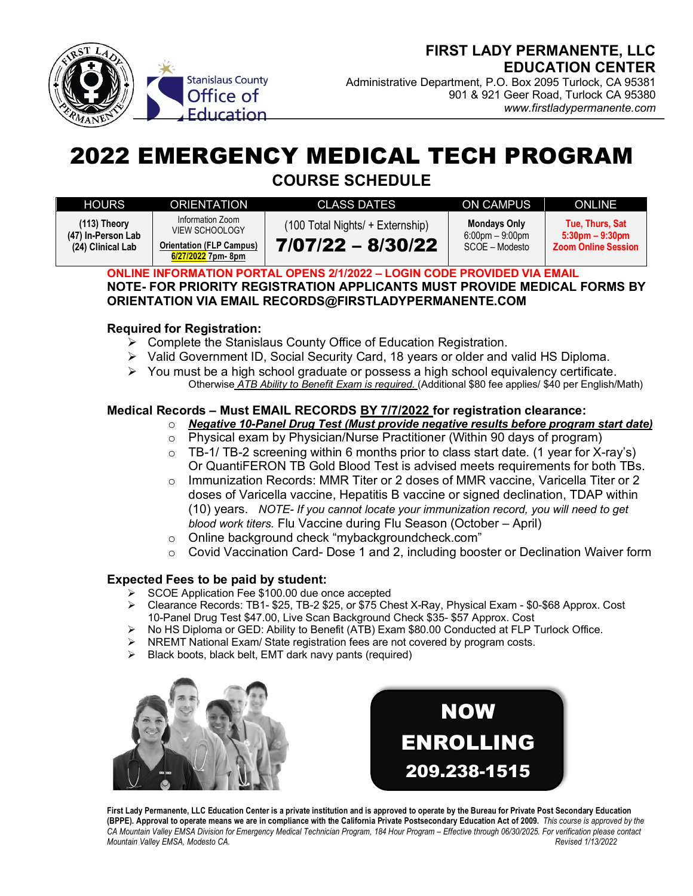**FIRST LADY PERMANENTE, LLC**
**EDUCATION CENTER**
Administrative Department, P.O. Box 2095 Turlock, CA 95381
901 & 921 Geer Road, Turlock CA 95380
*www.firstladypermanente.com*

# 2022 EMERGENCY MEDICAL TECH PROGRAM

## COURSE SCHEDULE

| HOURS | ORIENTATION | CLASS DATES | ON CAMPUS | ONLINE |
|---|---|---|---|---|
| **(113) Theory** **(47) In-Person Lab** **(24) Clinical Lab** | Information Zoom VIEW SCHOOLOGY **Orientation (FLP Campus)** **6/27/2022 7pm- 8pm** | (100 Total Nights/ + Externship) **7/07/22 – 8/30/22** | **Mondays Only** 6:00pm – 9:00pm SCOE – Modesto | **Tue, Thurs, Sat** **5:30pm – 9:30pm** **Zoom Online Session** |

**ONLINE INFORMATION PORTAL OPENS 2/1/2022 – LOGIN CODE PROVIDED VIA EMAIL**
**NOTE- FOR PRIORITY REGISTRATION APPLICANTS MUST PROVIDE MEDICAL FORMS BY ORIENTATION VIA EMAIL RECORDS@FIRSTLADYPERMANENTE.COM**

### Required for Registration:

- Complete the Stanislaus County Office of Education Registration.
- Valid Government ID, Social Security Card, 18 years or older and valid HS Diploma.
- You must be a high school graduate or possess a high school equivalency certificate.
  Otherwise *ATB Ability to Benefit Exam is required.* (Additional $80 fee applies/ $40 per English/Math)

### Medical Records – Must EMAIL RECORDS BY 7/7/2022 for registration clearance:

- ***Negative 10-Panel Drug Test (Must provide negative results before program start date)***
- Physical exam by Physician/Nurse Practitioner (Within 90 days of program)
- TB-1/ TB-2 screening within 6 months prior to class start date. (1 year for X-ray's) Or QuantiFERON TB Gold Blood Test is advised meets requirements for both TBs.
- Immunization Records: MMR Titer or 2 doses of MMR vaccine, Varicella Titer or 2 doses of Varicella vaccine, Hepatitis B vaccine or signed declination, TDAP within (10) years. *NOTE- If you cannot locate your immunization record, you will need to get blood work titers.* Flu Vaccine during Flu Season (October – April)
- Online background check "mybackgroundcheck.com"
- Covid Vaccination Card- Dose 1 and 2, including booster or Declination Waiver form

### Expected Fees to be paid by student:

- SCOE Application Fee $100.00 due once accepted
- Clearance Records: TB1- $25, TB-2 $25, or $75 Chest X-Ray, Physical Exam - $0-$68 Approx. Cost 10-Panel Drug Test $47.00, Live Scan Background Check $35- $57 Approx. Cost
- No HS Diploma or GED: Ability to Benefit (ATB) Exam $80.00 Conducted at FLP Turlock Office.
- NREMT National Exam/ State registration fees are not covered by program costs.
- Black boots, black belt, EMT dark navy pants (required)

**NOW ENROLLING**
**209.238-1515**

**First Lady Permanente, LLC Education Center is a private institution and is approved to operate by the Bureau for Private Post Secondary Education (BPPE). Approval to operate means we are in compliance with the California Private Postsecondary Education Act of 2009.** *This course is approved by the CA Mountain Valley EMSA Division for Emergency Medical Technician Program, 184 Hour Program – Effective through 06/30/2025. For verification please contact Mountain Valley EMSA, Modesto CA.* *Revised 1/13/2022*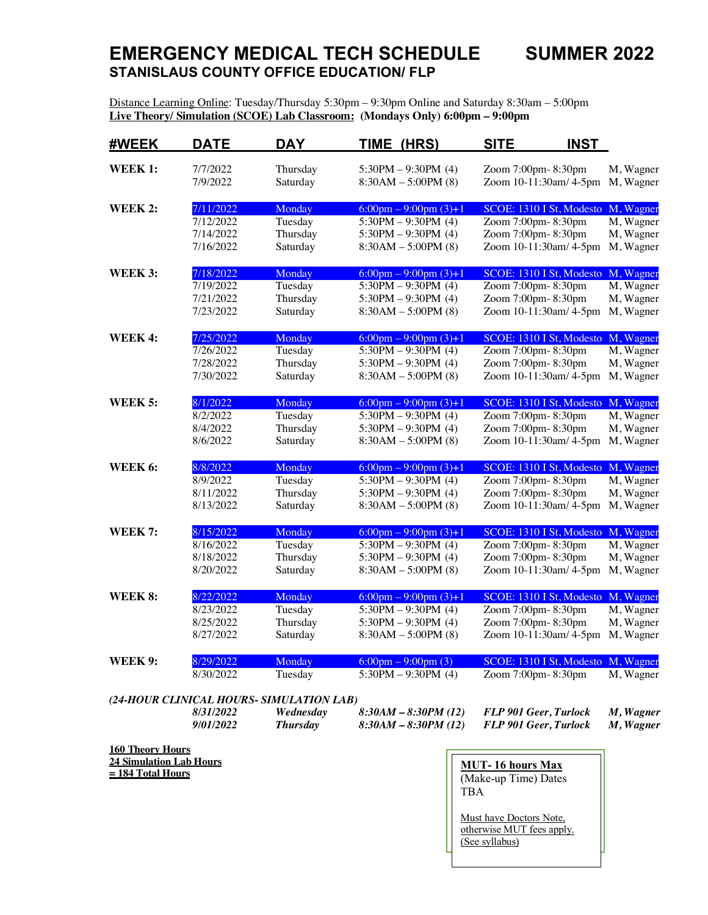# EMERGENCY MEDICAL TECH SCHEDULE SUMMER 2022

## STANISLAUS COUNTY OFFICE EDUCATION/ FLP

Distance Learning Online: Tuesday/Thursday 5:30pm – 9:30pm Online and Saturday 8:30am – 5:00pm
**Live Theory/ Simulation (SCOE) Lab Classroom: (Mondays Only) 6:00pm – 9:00pm**

| #WEEK | DATE | DAY | TIME (HRS) | SITE | INST |
|---|---|---|---|---|---|
| **WEEK 1:** | 7/7/2022 | Thursday | 5:30PM – 9:30PM (4) | Zoom 7:00pm- 8:30pm | M, Wagner |
| | 7/9/2022 | Saturday | 8:30AM – 5:00PM (8) | Zoom 10-11:30am/ 4-5pm | M, Wagner |
| **WEEK 2:** | 7/11/2022 | Monday | 6:00pm – 9:00pm (3)+1 | SCOE: 1310 I St, Modesto | M, Wagner |
| | 7/12/2022 | Tuesday | 5:30PM – 9:30PM (4) | Zoom 7:00pm- 8:30pm | M, Wagner |
| | 7/14/2022 | Thursday | 5:30PM – 9:30PM (4) | Zoom 7:00pm- 8:30pm | M, Wagner |
| | 7/16/2022 | Saturday | 8:30AM – 5:00PM (8) | Zoom 10-11:30am/ 4-5pm | M, Wagner |
| **WEEK 3:** | 7/18/2022 | Monday | 6:00pm – 9:00pm (3)+1 | SCOE: 1310 I St, Modesto | M, Wagner |
| | 7/19/2022 | Tuesday | 5:30PM – 9:30PM (4) | Zoom 7:00pm- 8:30pm | M, Wagner |
| | 7/21/2022 | Thursday | 5:30PM – 9:30PM (4) | Zoom 7:00pm- 8:30pm | M, Wagner |
| | 7/23/2022 | Saturday | 8:30AM – 5:00PM (8) | Zoom 10-11:30am/ 4-5pm | M, Wagner |
| **WEEK 4:** | 7/25/2022 | Monday | 6:00pm – 9:00pm (3)+1 | SCOE: 1310 I St, Modesto | M, Wagner |
| | 7/26/2022 | Tuesday | 5:30PM – 9:30PM (4) | Zoom 7:00pm- 8:30pm | M, Wagner |
| | 7/28/2022 | Thursday | 5:30PM – 9:30PM (4) | Zoom 7:00pm- 8:30pm | M, Wagner |
| | 7/30/2022 | Saturday | 8:30AM – 5:00PM (8) | Zoom 10-11:30am/ 4-5pm | M, Wagner |
| **WEEK 5:** | 8/1/2022 | Monday | 6:00pm – 9:00pm (3)+1 | SCOE: 1310 I St, Modesto | M, Wagner |
| | 8/2/2022 | Tuesday | 5:30PM – 9:30PM (4) | Zoom 7:00pm- 8:30pm | M, Wagner |
| | 8/4/2022 | Thursday | 5:30PM – 9:30PM (4) | Zoom 7:00pm- 8:30pm | M, Wagner |
| | 8/6/2022 | Saturday | 8:30AM – 5:00PM (8) | Zoom 10-11:30am/ 4-5pm | M, Wagner |
| **WEEK 6:** | 8/8/2022 | Monday | 6:00pm – 9:00pm (3)+1 | SCOE: 1310 I St, Modesto | M, Wagner |
| | 8/9/2022 | Tuesday | 5:30PM – 9:30PM (4) | Zoom 7:00pm- 8:30pm | M, Wagner |
| | 8/11/2022 | Thursday | 5:30PM – 9:30PM (4) | Zoom 7:00pm- 8:30pm | M, Wagner |
| | 8/13/2022 | Saturday | 8:30AM – 5:00PM (8) | Zoom 10-11:30am/ 4-5pm | M, Wagner |
| **WEEK 7:** | 8/15/2022 | Monday | 6:00pm – 9:00pm (3)+1 | SCOE: 1310 I St, Modesto | M, Wagner |
| | 8/16/2022 | Tuesday | 5:30PM – 9:30PM (4) | Zoom 7:00pm- 8:30pm | M, Wagner |
| | 8/18/2022 | Thursday | 5:30PM – 9:30PM (4) | Zoom 7:00pm- 8:30pm | M, Wagner |
| | 8/20/2022 | Saturday | 8:30AM – 5:00PM (8) | Zoom 10-11:30am/ 4-5pm | M, Wagner |
| **WEEK 8:** | 8/22/2022 | Monday | 6:00pm – 9:00pm (3)+1 | SCOE: 1310 I St, Modesto | M, Wagner |
| | 8/23/2022 | Tuesday | 5:30PM – 9:30PM (4) | Zoom 7:00pm- 8:30pm | M, Wagner |
| | 8/25/2022 | Thursday | 5:30PM – 9:30PM (4) | Zoom 7:00pm- 8:30pm | M, Wagner |
| | 8/27/2022 | Saturday | 8:30AM – 5:00PM (8) | Zoom 10-11:30am/ 4-5pm | M, Wagner |
| **WEEK 9:** | 8/29/2022 | Monday | 6:00pm – 9:00pm (3) | SCOE: 1310 I St, Modesto | M, Wagner |
| | 8/30/2022 | Tuesday | 5:30PM – 9:30PM (4) | Zoom 7:00pm- 8:30pm | M, Wagner |
| ***(24-HOUR CLINICAL HOURS- SIMULATION LAB)*** | | | | | |
| | ***8/31/2022*** | ***Wednesday*** | ***8:30AM – 8:30PM (12)*** | ***FLP 901 Geer, Turlock*** | ***M, Wagner*** |
| | ***9/01/2022*** | ***Thursday*** | ***8:30AM – 8:30PM (12)*** | ***FLP 901 Geer, Turlock*** | ***M, Wagner*** |

**160 Theory Hours**
**24 Simulation Lab Hours**
**= 184 Total Hours**

**MUT- 16 hours Max**
(Make-up Time) Dates TBA

Must have Doctors Note, otherwise MUT fees apply. (See syllabus)